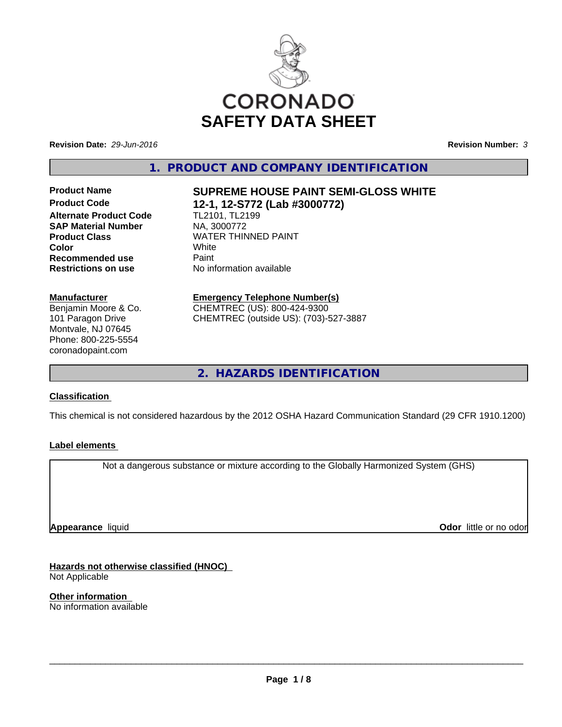CORONADO

# SAFETY DATA SHEET

**Revision Date:** *29-Jun-2016* **Revision Number:** *3*

## 1. PRODUCT AND COMPANY IDENTIFICATION

| | |
|---|---|
| **Product Name** | **SUPREME HOUSE PAINT SEMI-GLOSS WHITE** |
| **Product Code** | **12-1, 12-S772 (Lab #3000772)** |
| **Alternate Product Code** | TL2101, TL2199 |
| **SAP Material Number** | NA, 3000772 |
| **Product Class** | WATER THINNED PAINT |
| **Color** | White |
| **Recommended use** | Paint |
| **Restrictions on use** | No information available |

**Manufacturer**
Benjamin Moore & Co.
101 Paragon Drive
Montvale, NJ 07645
Phone: 800-225-5554
coronadopaint.com

**Emergency Telephone Number(s)**
CHEMTREC (US): 800-424-9300
CHEMTREC (outside US): (703)-527-3887

## 2. HAZARDS IDENTIFICATION

**Classification**

This chemical is not considered hazardous by the 2012 OSHA Hazard Communication Standard (29 CFR 1910.1200)

**Label elements**

Not a dangerous substance or mixture according to the Globally Harmonized System (GHS)

**Appearance** liquid **Odor** little or no odor

**Hazards not otherwise classified (HNOC)**
Not Applicable

**Other information**
No information available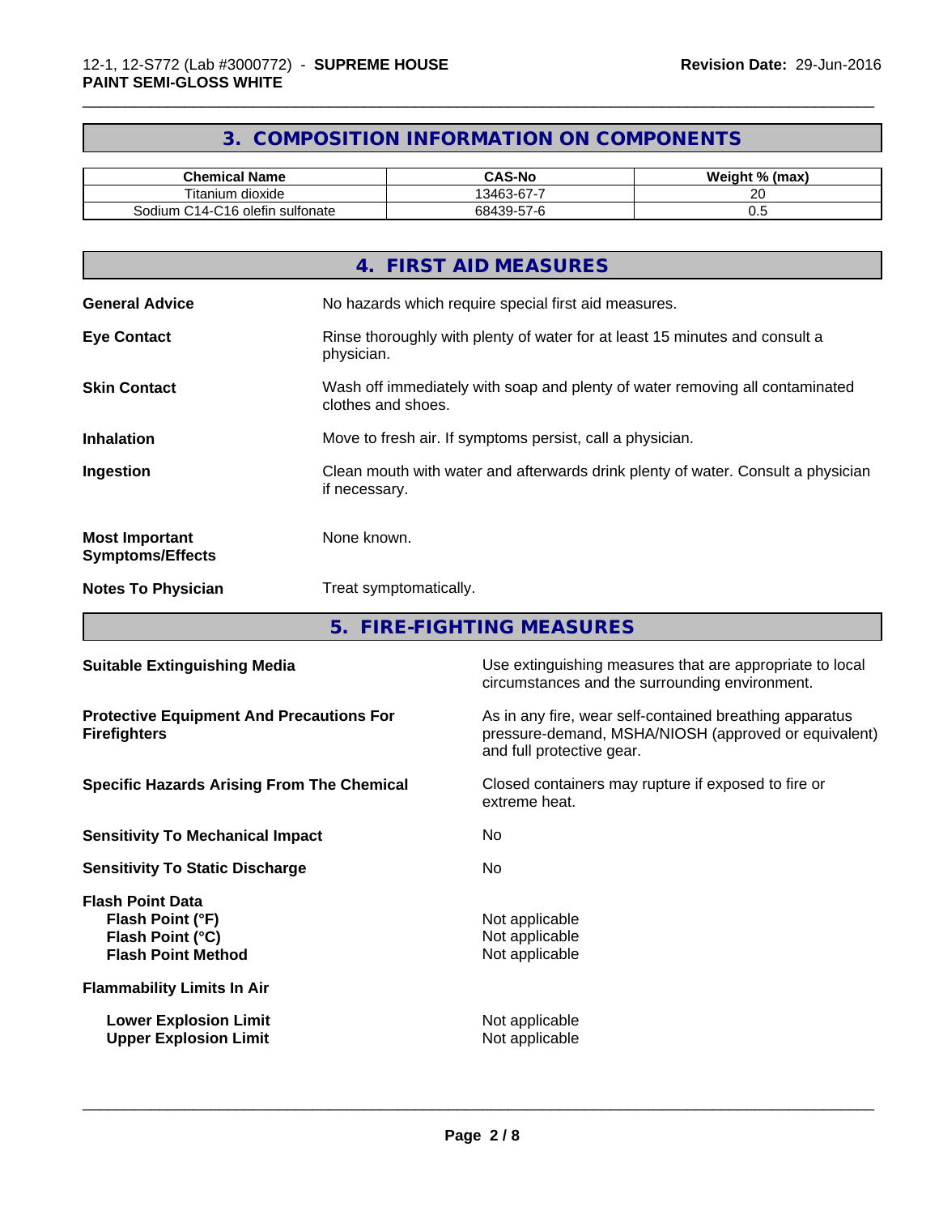## 3. COMPOSITION INFORMATION ON COMPONENTS

| Chemical Name | CAS-No | Weight % (max) |
|---|---|---|
| Titanium dioxide | 13463-67-7 | 20 |
| Sodium C14-C16 olefin sulfonate | 68439-57-6 | 0.5 |

## 4. FIRST AID MEASURES

**General Advice** No hazards which require special first aid measures.

**Eye Contact** Rinse thoroughly with plenty of water for at least 15 minutes and consult a physician.

**Skin Contact** Wash off immediately with soap and plenty of water removing all contaminated clothes and shoes.

**Inhalation** Move to fresh air. If symptoms persist, call a physician.

**Ingestion** Clean mouth with water and afterwards drink plenty of water. Consult a physician if necessary.

**Most Important Symptoms/Effects** None known.

**Notes To Physician** Treat symptomatically.

## 5. FIRE-FIGHTING MEASURES

**Suitable Extinguishing Media** Use extinguishing measures that are appropriate to local circumstances and the surrounding environment.

**Protective Equipment And Precautions For Firefighters** As in any fire, wear self-contained breathing apparatus pressure-demand, MSHA/NIOSH (approved or equivalent) and full protective gear.

**Specific Hazards Arising From The Chemical** Closed containers may rupture if exposed to fire or extreme heat.

**Sensitivity To Mechanical Impact** No

**Sensitivity To Static Discharge** No

**Flash Point Data**

- **Flash Point (°F)** Not applicable
- **Flash Point (°C)** Not applicable
- **Flash Point Method** Not applicable

**Flammability Limits In Air**

- **Lower Explosion Limit** Not applicable
- **Upper Explosion Limit** Not applicable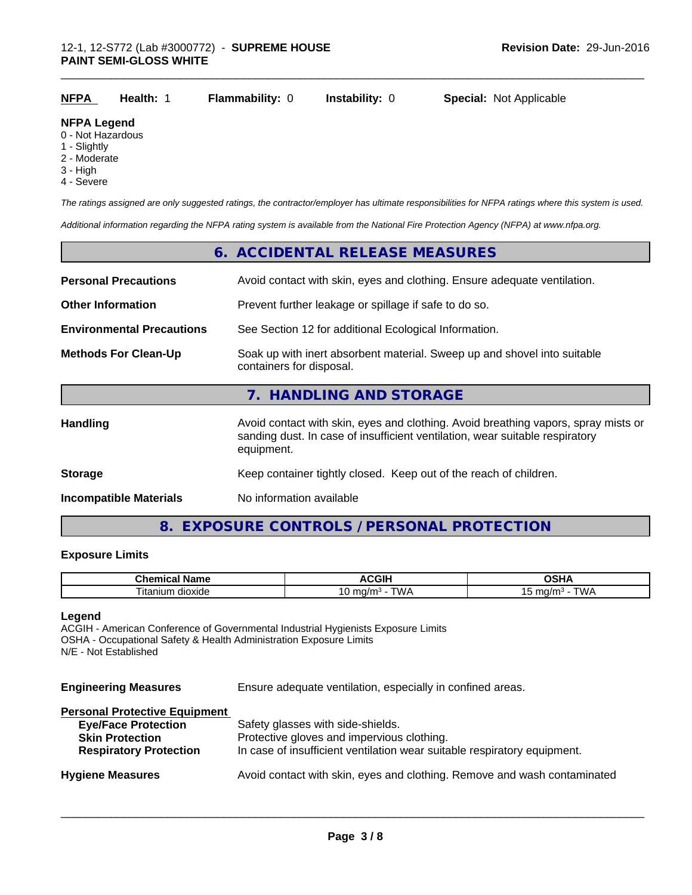**NFPA** **Health:** 1 **Flammability:** 0 **Instability:** 0 **Special:** Not Applicable

**NFPA Legend**
0 - Not Hazardous
1 - Slightly
2 - Moderate
3 - High
4 - Severe

*The ratings assigned are only suggested ratings, the contractor/employer has ultimate responsibilities for NFPA ratings where this system is used.*

*Additional information regarding the NFPA rating system is available from the National Fire Protection Agency (NFPA) at www.nfpa.org.*

## 6. ACCIDENTAL RELEASE MEASURES

| | |
|---|---|
| **Personal Precautions** | Avoid contact with skin, eyes and clothing. Ensure adequate ventilation. |
| **Other Information** | Prevent further leakage or spillage if safe to do so. |
| **Environmental Precautions** | See Section 12 for additional Ecological Information. |
| **Methods For Clean-Up** | Soak up with inert absorbent material. Sweep up and shovel into suitable containers for disposal. |

## 7. HANDLING AND STORAGE

| | |
|---|---|
| **Handling** | Avoid contact with skin, eyes and clothing. Avoid breathing vapors, spray mists or sanding dust. In case of insufficient ventilation, wear suitable respiratory equipment. |
| **Storage** | Keep container tightly closed. Keep out of the reach of children. |
| **Incompatible Materials** | No information available |

## 8. EXPOSURE CONTROLS / PERSONAL PROTECTION

### Exposure Limits

| Chemical Name | ACGIH | OSHA |
|---|---|---|
| Titanium dioxide | 10 mg/m³ - TWA | 15 mg/m³ - TWA |

**Legend**
ACGIH - American Conference of Governmental Industrial Hygienists Exposure Limits
OSHA - Occupational Safety & Health Administration Exposure Limits
N/E - Not Established

**Engineering Measures** Ensure adequate ventilation, especially in confined areas.

**Personal Protective Equipment**

| | |
|---|---|
| **Eye/Face Protection** | Safety glasses with side-shields. |
| **Skin Protection** | Protective gloves and impervious clothing. |
| **Respiratory Protection** | In case of insufficient ventilation wear suitable respiratory equipment. |

**Hygiene Measures** Avoid contact with skin, eyes and clothing. Remove and wash contaminated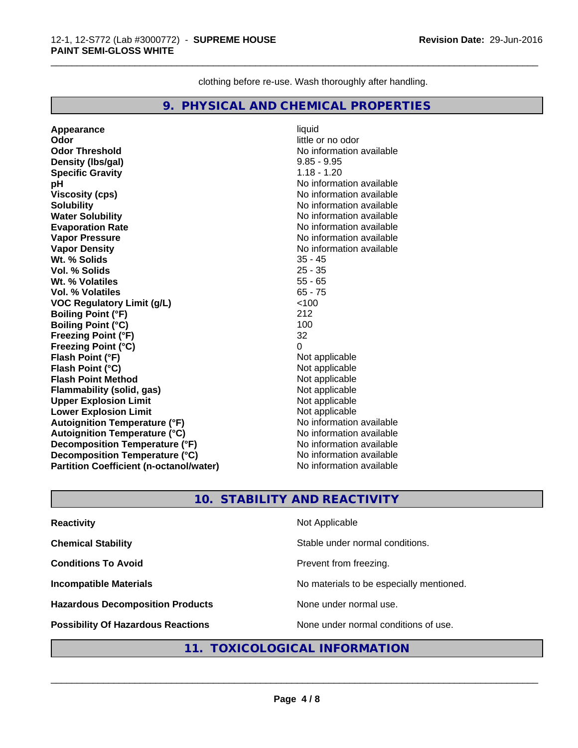clothing before re-use. Wash thoroughly after handling.

## 9. PHYSICAL AND CHEMICAL PROPERTIES

| | |
|---|---|
| **Appearance** | liquid |
| **Odor** | little or no odor |
| **Odor Threshold** | No information available |
| **Density (lbs/gal)** | 9.85 - 9.95 |
| **Specific Gravity** | 1.18 - 1.20 |
| **pH** | No information available |
| **Viscosity (cps)** | No information available |
| **Solubility** | No information available |
| **Water Solubility** | No information available |
| **Evaporation Rate** | No information available |
| **Vapor Pressure** | No information available |
| **Vapor Density** | No information available |
| **Wt. % Solids** | 35 - 45 |
| **Vol. % Solids** | 25 - 35 |
| **Wt. % Volatiles** | 55 - 65 |
| **Vol. % Volatiles** | 65 - 75 |
| **VOC Regulatory Limit (g/L)** | <100 |
| **Boiling Point (°F)** | 212 |
| **Boiling Point (°C)** | 100 |
| **Freezing Point (°F)** | 32 |
| **Freezing Point (°C)** | 0 |
| **Flash Point (°F)** | Not applicable |
| **Flash Point (°C)** | Not applicable |
| **Flash Point Method** | Not applicable |
| **Flammability (solid, gas)** | Not applicable |
| **Upper Explosion Limit** | Not applicable |
| **Lower Explosion Limit** | Not applicable |
| **Autoignition Temperature (°F)** | No information available |
| **Autoignition Temperature (°C)** | No information available |
| **Decomposition Temperature (°F)** | No information available |
| **Decomposition Temperature (°C)** | No information available |
| **Partition Coefficient (n-octanol/water)** | No information available |

## 10. STABILITY AND REACTIVITY

| | |
|---|---|
| **Reactivity** | Not Applicable |
| **Chemical Stability** | Stable under normal conditions. |
| **Conditions To Avoid** | Prevent from freezing. |
| **Incompatible Materials** | No materials to be especially mentioned. |
| **Hazardous Decomposition Products** | None under normal use. |
| **Possibility Of Hazardous Reactions** | None under normal conditions of use. |

## 11. TOXICOLOGICAL INFORMATION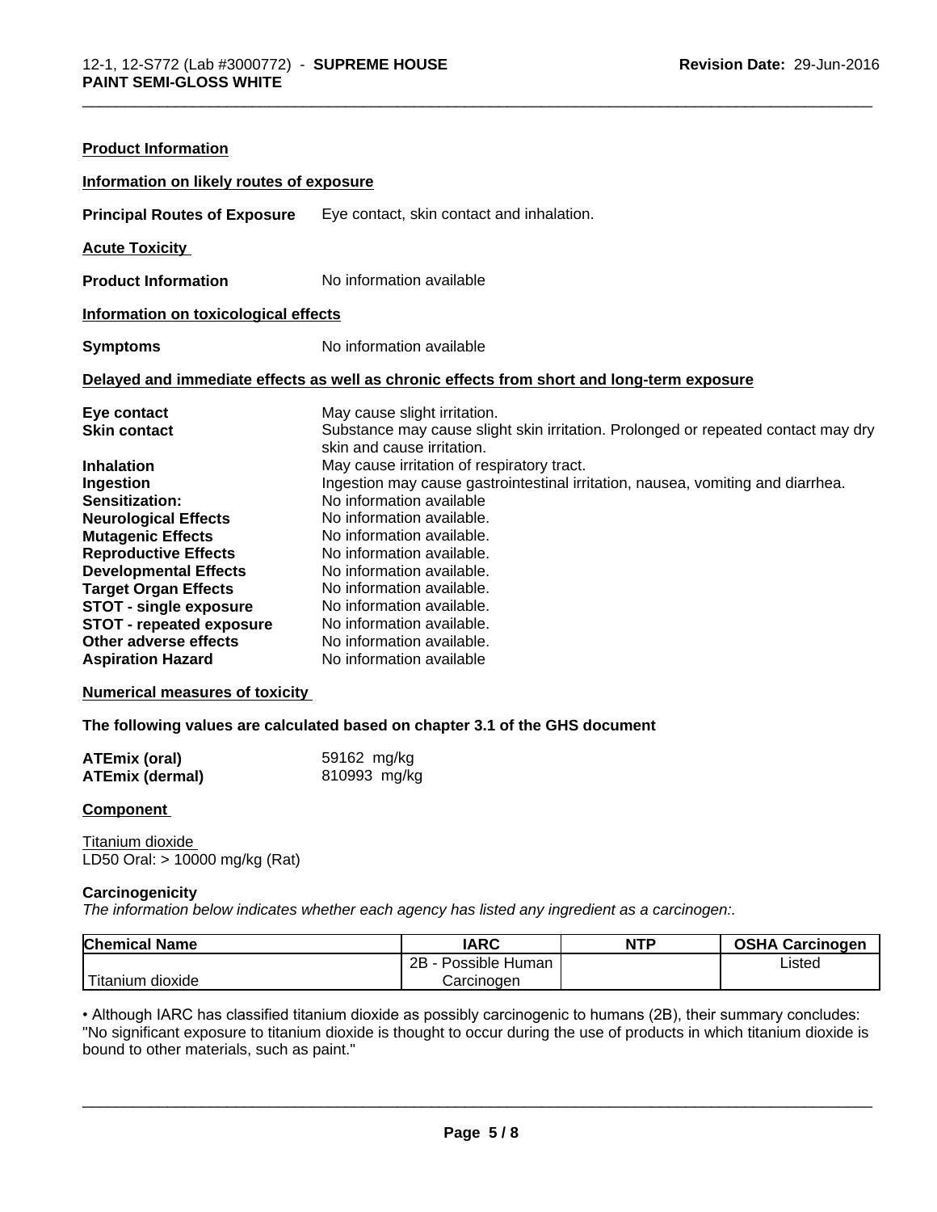**Product Information**

**Information on likely routes of exposure**

**Principal Routes of Exposure** Eye contact, skin contact and inhalation.

**Acute Toxicity**

**Product Information** No information available

**Information on toxicological effects**

**Symptoms** No information available

**Delayed and immediate effects as well as chronic effects from short and long-term exposure**

| | |
|---|---|
| **Eye contact** | May cause slight irritation. |
| **Skin contact** | Substance may cause slight skin irritation. Prolonged or repeated contact may dry skin and cause irritation. |
| **Inhalation** | May cause irritation of respiratory tract. |
| **Ingestion** | Ingestion may cause gastrointestinal irritation, nausea, vomiting and diarrhea. |
| **Sensitization:** | No information available |
| **Neurological Effects** | No information available. |
| **Mutagenic Effects** | No information available. |
| **Reproductive Effects** | No information available. |
| **Developmental Effects** | No information available. |
| **Target Organ Effects** | No information available. |
| **STOT - single exposure** | No information available. |
| **STOT - repeated exposure** | No information available. |
| **Other adverse effects** | No information available. |
| **Aspiration Hazard** | No information available |

**Numerical measures of toxicity**

**The following values are calculated based on chapter 3.1 of the GHS document**

**ATEmix (oral)** 59162 mg/kg
**ATEmix (dermal)** 810993 mg/kg

**Component**

Titanium dioxide
LD50 Oral: > 10000 mg/kg (Rat)

**Carcinogenicity**

*The information below indicates whether each agency has listed any ingredient as a carcinogen:.*

| Chemical Name | IARC | NTP | OSHA Carcinogen |
|---|---|---|---|
| Titanium dioxide | 2B - Possible Human Carcinogen | | Listed |

• Although IARC has classified titanium dioxide as possibly carcinogenic to humans (2B), their summary concludes: "No significant exposure to titanium dioxide is thought to occur during the use of products in which titanium dioxide is bound to other materials, such as paint."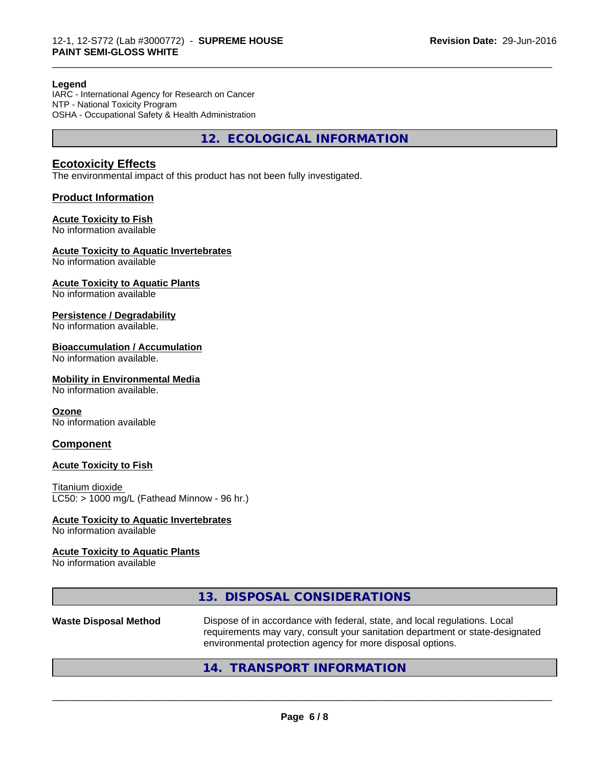**Legend**
IARC - International Agency for Research on Cancer
NTP - National Toxicity Program
OSHA - Occupational Safety & Health Administration

## 12. ECOLOGICAL INFORMATION

### Ecotoxicity Effects

The environmental impact of this product has not been fully investigated.

### Product Information

**Acute Toxicity to Fish**
No information available

**Acute Toxicity to Aquatic Invertebrates**
No information available

**Acute Toxicity to Aquatic Plants**
No information available

**Persistence / Degradability**
No information available.

**Bioaccumulation / Accumulation**
No information available.

**Mobility in Environmental Media**
No information available.

**Ozone**
No information available

### Component

**Acute Toxicity to Fish**

Titanium dioxide
LC50: > 1000 mg/L (Fathead Minnow - 96 hr.)

**Acute Toxicity to Aquatic Invertebrates**
No information available

**Acute Toxicity to Aquatic Plants**
No information available

## 13. DISPOSAL CONSIDERATIONS

| | |
|---|---|
| **Waste Disposal Method** | Dispose of in accordance with federal, state, and local regulations. Local requirements may vary, consult your sanitation department or state-designated environmental protection agency for more disposal options. |

## 14. TRANSPORT INFORMATION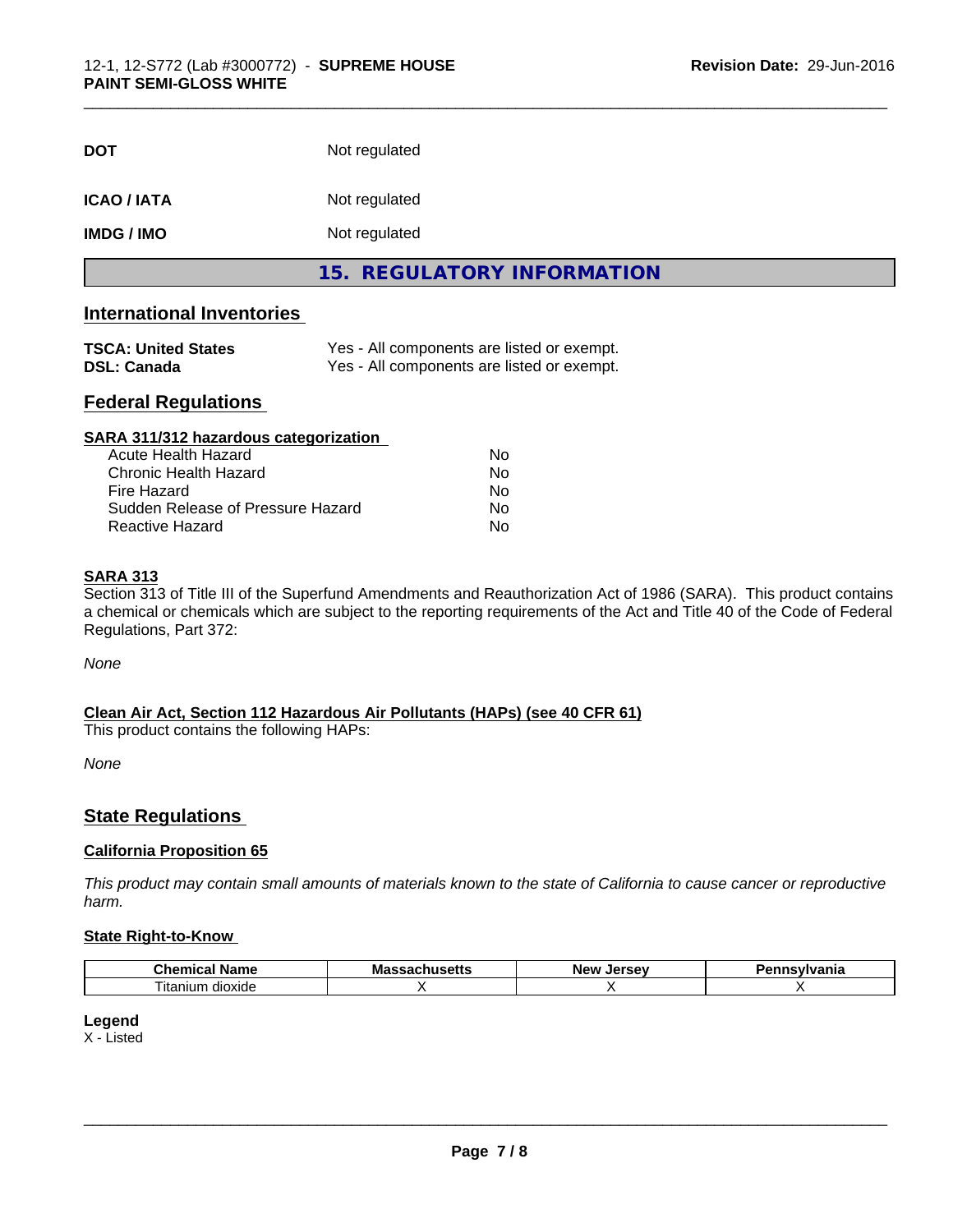| | |
|---|---|
| **DOT** | Not regulated |
| **ICAO / IATA** | Not regulated |
| **IMDG / IMO** | Not regulated |

## 15. REGULATORY INFORMATION

### International Inventories

| | |
|---|---|
| **TSCA: United States** | Yes - All components are listed or exempt. |
| **DSL: Canada** | Yes - All components are listed or exempt. |

### Federal Regulations

**SARA 311/312 hazardous categorization**

| | |
|---|---|
| Acute Health Hazard | No |
| Chronic Health Hazard | No |
| Fire Hazard | No |
| Sudden Release of Pressure Hazard | No |
| Reactive Hazard | No |

**SARA 313**

Section 313 of Title III of the Superfund Amendments and Reauthorization Act of 1986 (SARA). This product contains a chemical or chemicals which are subject to the reporting requirements of the Act and Title 40 of the Code of Federal Regulations, Part 372:

*None*

**Clean Air Act, Section 112 Hazardous Air Pollutants (HAPs) (see 40 CFR 61)**

This product contains the following HAPs:

*None*

### State Regulations

**California Proposition 65**

*This product may contain small amounts of materials known to the state of California to cause cancer or reproductive harm.*

**State Right-to-Know**

| Chemical Name | Massachusetts | New Jersey | Pennsylvania |
|---|---|---|---|
| Titanium dioxide | X | X | X |

**Legend**

X - Listed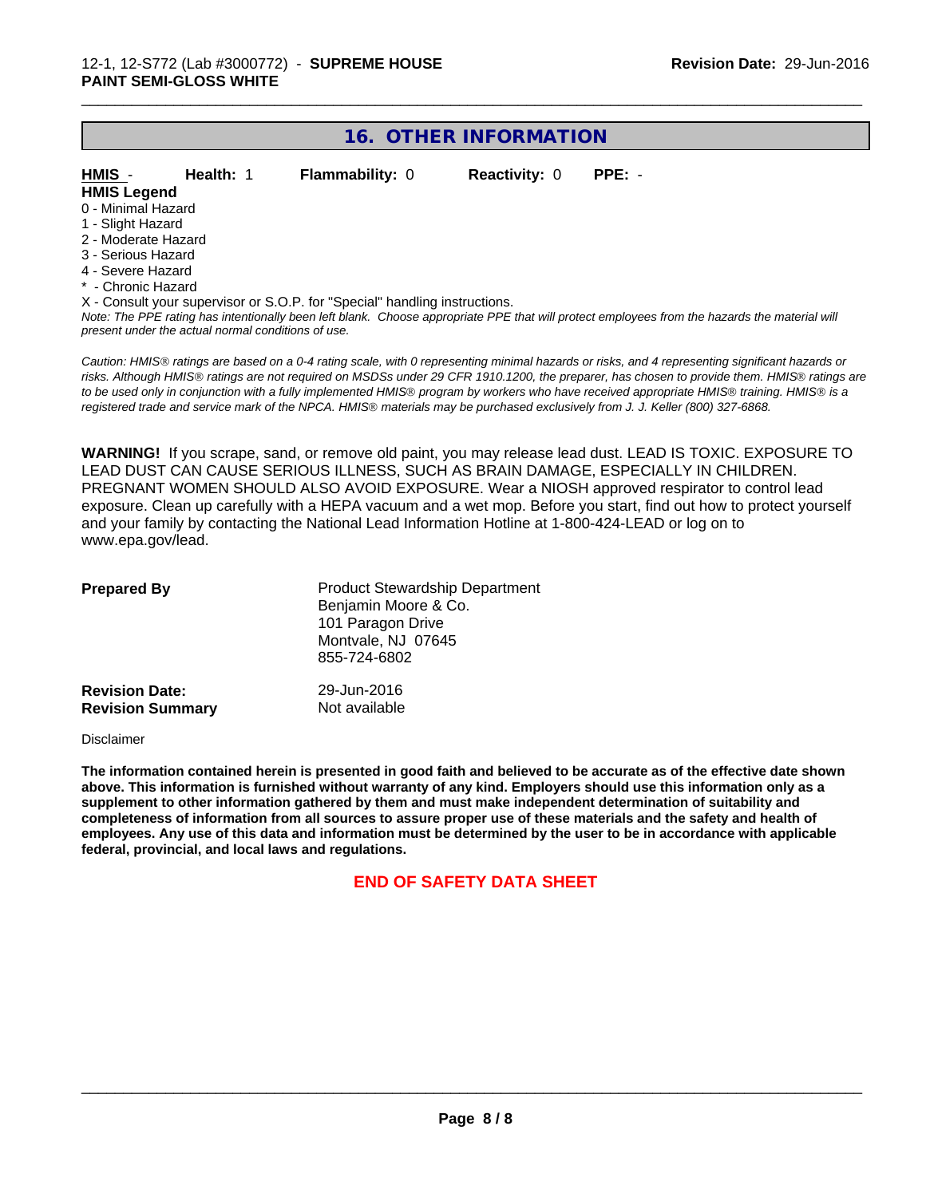## 16. OTHER INFORMATION

| **HMIS** - | **Health:** 1 | **Flammability:** 0 | **Reactivity:** 0 | **PPE:** - |
|---|---|---|---|---|

**HMIS Legend**

0 - Minimal Hazard
1 - Slight Hazard
2 - Moderate Hazard
3 - Serious Hazard
4 - Severe Hazard
* - Chronic Hazard
X - Consult your supervisor or S.O.P. for "Special" handling instructions.

*Note: The PPE rating has intentionally been left blank. Choose appropriate PPE that will protect employees from the hazards the material will present under the actual normal conditions of use.*

*Caution: HMIS® ratings are based on a 0-4 rating scale, with 0 representing minimal hazards or risks, and 4 representing significant hazards or risks. Although HMIS® ratings are not required on MSDSs under 29 CFR 1910.1200, the preparer, has chosen to provide them. HMIS® ratings are to be used only in conjunction with a fully implemented HMIS® program by workers who have received appropriate HMIS® training. HMIS® is a registered trade and service mark of the NPCA. HMIS® materials may be purchased exclusively from J. J. Keller (800) 327-6868.*

**WARNING!** If you scrape, sand, or remove old paint, you may release lead dust. LEAD IS TOXIC. EXPOSURE TO LEAD DUST CAN CAUSE SERIOUS ILLNESS, SUCH AS BRAIN DAMAGE, ESPECIALLY IN CHILDREN. PREGNANT WOMEN SHOULD ALSO AVOID EXPOSURE. Wear a NIOSH approved respirator to control lead exposure. Clean up carefully with a HEPA vacuum and a wet mop. Before you start, find out how to protect yourself and your family by contacting the National Lead Information Hotline at 1-800-424-LEAD or log on to www.epa.gov/lead.

**Prepared By**
Product Stewardship Department
Benjamin Moore & Co.
101 Paragon Drive
Montvale, NJ 07645
855-724-6802

**Revision Date:** 29-Jun-2016
**Revision Summary** Not available

Disclaimer

**The information contained herein is presented in good faith and believed to be accurate as of the effective date shown above. This information is furnished without warranty of any kind. Employers should use this information only as a supplement to other information gathered by them and must make independent determination of suitability and completeness of information from all sources to assure proper use of these materials and the safety and health of employees. Any use of this data and information must be determined by the user to be in accordance with applicable federal, provincial, and local laws and regulations.**

**END OF SAFETY DATA SHEET**